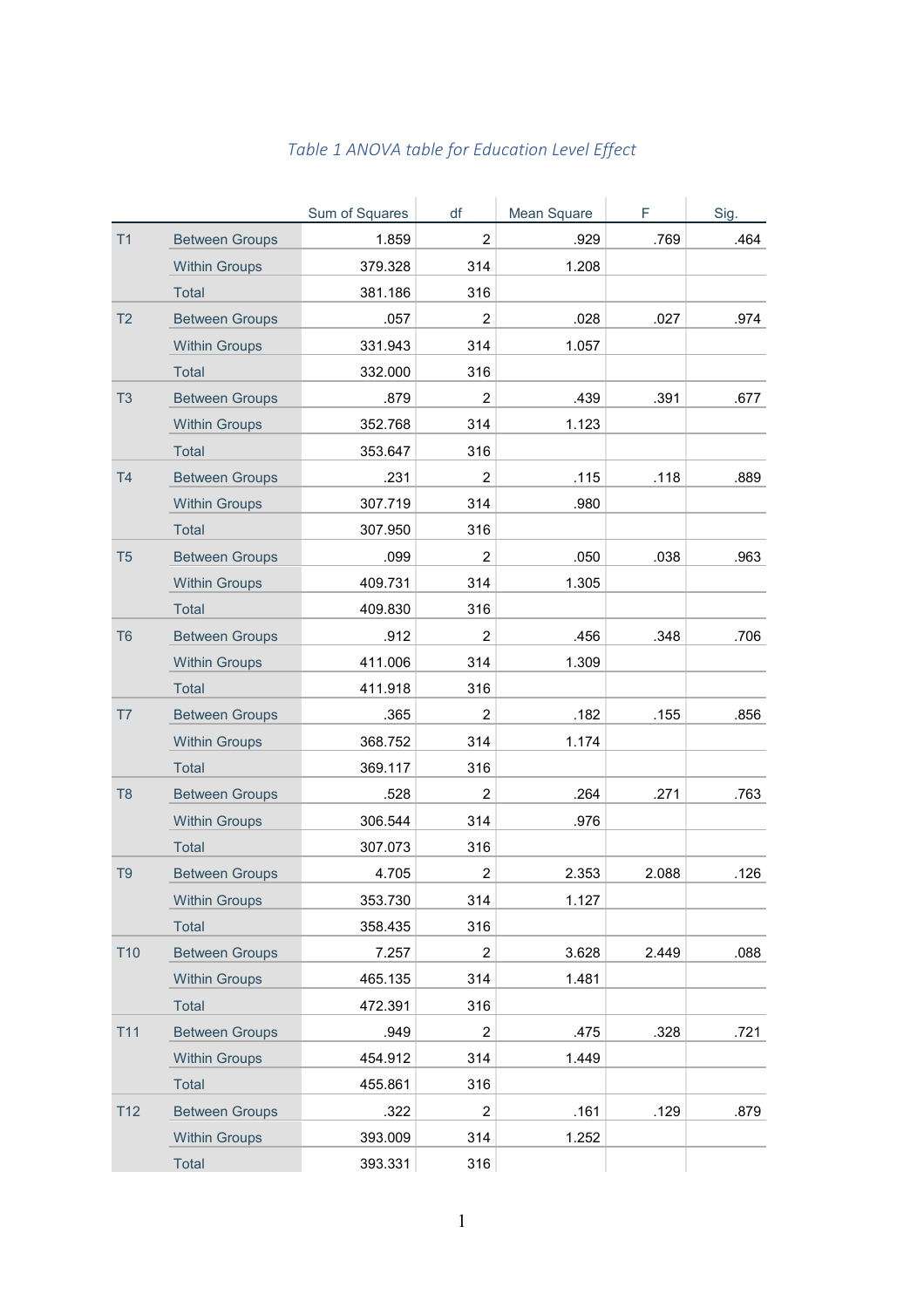*Table 1 ANOVA table for Education Level Effect*

| | | Sum of Squares | df | Mean Square | F | Sig. |
|---|---|---|---|---|---|---|
| T1 | Between Groups | 1.859 | 2 | .929 | .769 | .464 |
| | Within Groups | 379.328 | 314 | 1.208 | | |
| | Total | 381.186 | 316 | | | |
| T2 | Between Groups | .057 | 2 | .028 | .027 | .974 |
| | Within Groups | 331.943 | 314 | 1.057 | | |
| | Total | 332.000 | 316 | | | |
| T3 | Between Groups | .879 | 2 | .439 | .391 | .677 |
| | Within Groups | 352.768 | 314 | 1.123 | | |
| | Total | 353.647 | 316 | | | |
| T4 | Between Groups | .231 | 2 | .115 | .118 | .889 |
| | Within Groups | 307.719 | 314 | .980 | | |
| | Total | 307.950 | 316 | | | |
| T5 | Between Groups | .099 | 2 | .050 | .038 | .963 |
| | Within Groups | 409.731 | 314 | 1.305 | | |
| | Total | 409.830 | 316 | | | |
| T6 | Between Groups | .912 | 2 | .456 | .348 | .706 |
| | Within Groups | 411.006 | 314 | 1.309 | | |
| | Total | 411.918 | 316 | | | |
| T7 | Between Groups | .365 | 2 | .182 | .155 | .856 |
| | Within Groups | 368.752 | 314 | 1.174 | | |
| | Total | 369.117 | 316 | | | |
| T8 | Between Groups | .528 | 2 | .264 | .271 | .763 |
| | Within Groups | 306.544 | 314 | .976 | | |
| | Total | 307.073 | 316 | | | |
| T9 | Between Groups | 4.705 | 2 | 2.353 | 2.088 | .126 |
| | Within Groups | 353.730 | 314 | 1.127 | | |
| | Total | 358.435 | 316 | | | |
| T10 | Between Groups | 7.257 | 2 | 3.628 | 2.449 | .088 |
| | Within Groups | 465.135 | 314 | 1.481 | | |
| | Total | 472.391 | 316 | | | |
| T11 | Between Groups | .949 | 2 | .475 | .328 | .721 |
| | Within Groups | 454.912 | 314 | 1.449 | | |
| | Total | 455.861 | 316 | | | |
| T12 | Between Groups | .322 | 2 | .161 | .129 | .879 |
| | Within Groups | 393.009 | 314 | 1.252 | | |
| | Total | 393.331 | 316 | | | |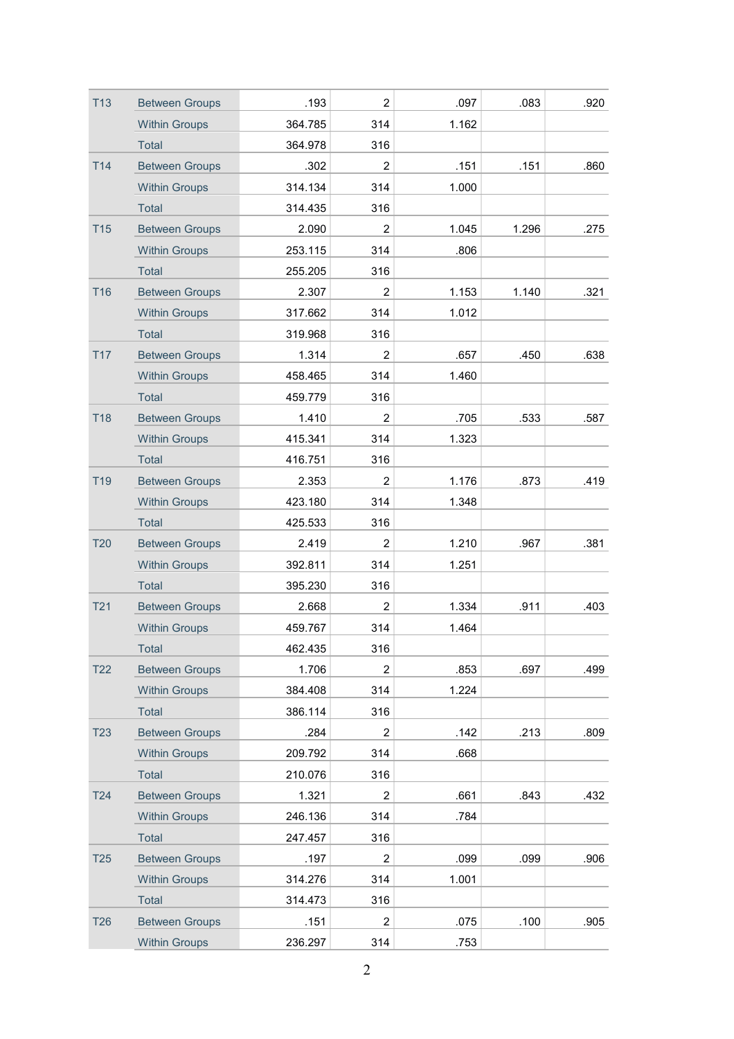| | | | | | | |
|---|---|---|---|---|---|---|
| T13 | Between Groups | .193 | 2 | .097 | .083 | .920 |
| | Within Groups | 364.785 | 314 | 1.162 | | |
| | Total | 364.978 | 316 | | | |
| T14 | Between Groups | .302 | 2 | .151 | .151 | .860 |
| | Within Groups | 314.134 | 314 | 1.000 | | |
| | Total | 314.435 | 316 | | | |
| T15 | Between Groups | 2.090 | 2 | 1.045 | 1.296 | .275 |
| | Within Groups | 253.115 | 314 | .806 | | |
| | Total | 255.205 | 316 | | | |
| T16 | Between Groups | 2.307 | 2 | 1.153 | 1.140 | .321 |
| | Within Groups | 317.662 | 314 | 1.012 | | |
| | Total | 319.968 | 316 | | | |
| T17 | Between Groups | 1.314 | 2 | .657 | .450 | .638 |
| | Within Groups | 458.465 | 314 | 1.460 | | |
| | Total | 459.779 | 316 | | | |
| T18 | Between Groups | 1.410 | 2 | .705 | .533 | .587 |
| | Within Groups | 415.341 | 314 | 1.323 | | |
| | Total | 416.751 | 316 | | | |
| T19 | Between Groups | 2.353 | 2 | 1.176 | .873 | .419 |
| | Within Groups | 423.180 | 314 | 1.348 | | |
| | Total | 425.533 | 316 | | | |
| T20 | Between Groups | 2.419 | 2 | 1.210 | .967 | .381 |
| | Within Groups | 392.811 | 314 | 1.251 | | |
| | Total | 395.230 | 316 | | | |
| T21 | Between Groups | 2.668 | 2 | 1.334 | .911 | .403 |
| | Within Groups | 459.767 | 314 | 1.464 | | |
| | Total | 462.435 | 316 | | | |
| T22 | Between Groups | 1.706 | 2 | .853 | .697 | .499 |
| | Within Groups | 384.408 | 314 | 1.224 | | |
| | Total | 386.114 | 316 | | | |
| T23 | Between Groups | .284 | 2 | .142 | .213 | .809 |
| | Within Groups | 209.792 | 314 | .668 | | |
| | Total | 210.076 | 316 | | | |
| T24 | Between Groups | 1.321 | 2 | .661 | .843 | .432 |
| | Within Groups | 246.136 | 314 | .784 | | |
| | Total | 247.457 | 316 | | | |
| T25 | Between Groups | .197 | 2 | .099 | .099 | .906 |
| | Within Groups | 314.276 | 314 | 1.001 | | |
| | Total | 314.473 | 316 | | | |
| T26 | Between Groups | .151 | 2 | .075 | .100 | .905 |
| | Within Groups | 236.297 | 314 | .753 | | |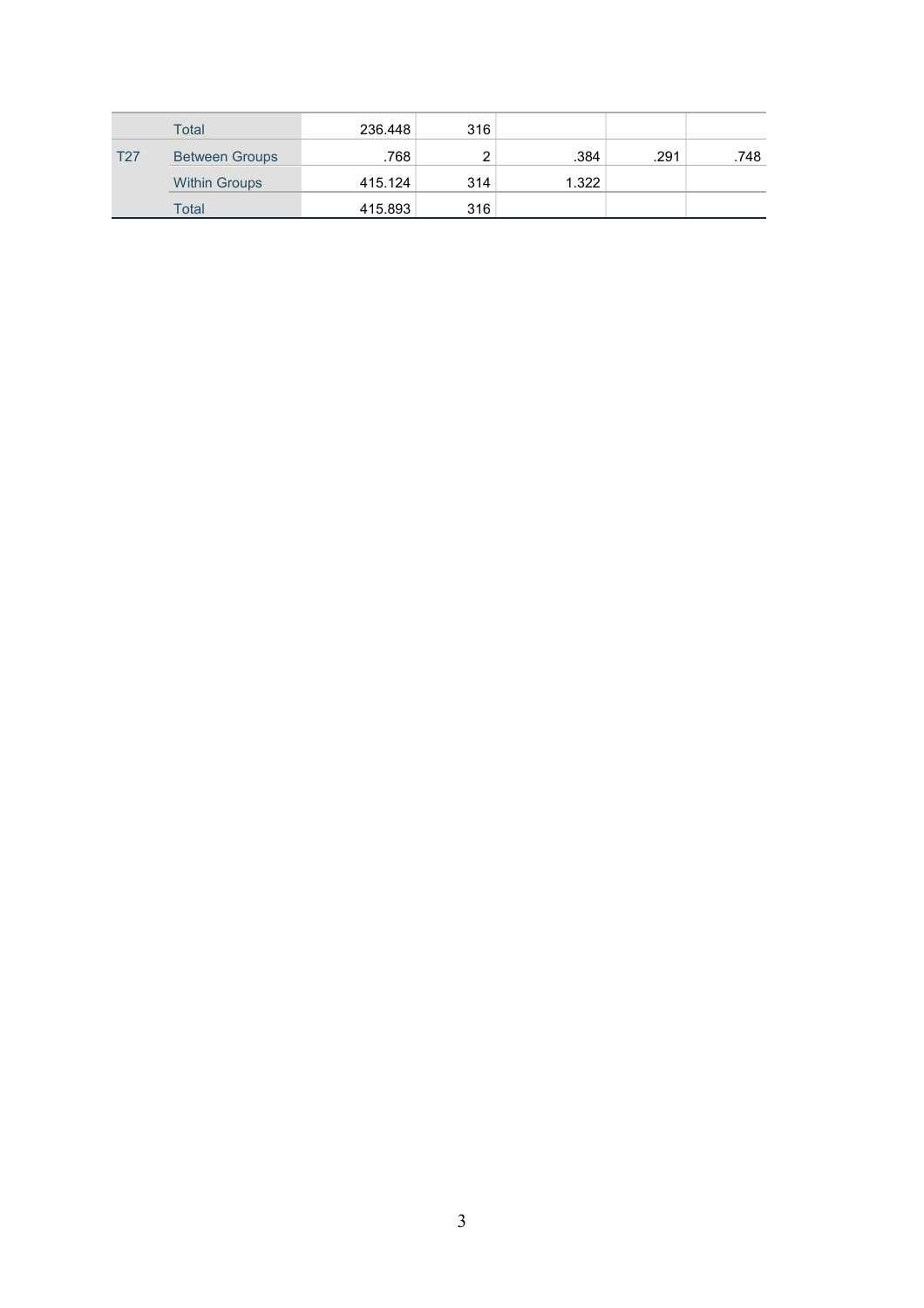| | | Sum of Squares | df | Mean Square | F | Sig. |
|---|---|---|---|---|---|---|
| | Total | 236.448 | 316 | | | |
| T27 | Between Groups | .768 | 2 | .384 | .291 | .748 |
| | Within Groups | 415.124 | 314 | 1.322 | | |
| | Total | 415.893 | 316 | | | |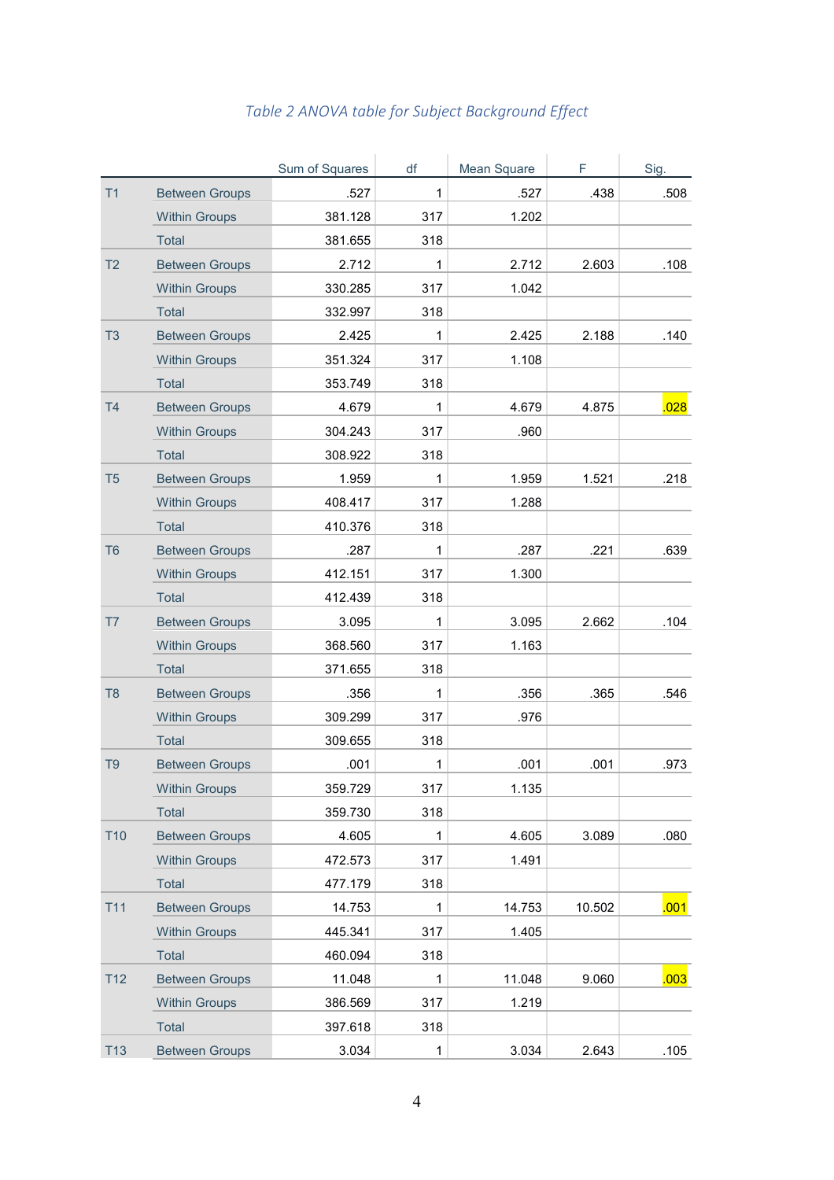*Table 2 ANOVA table for Subject Background Effect*

| | | Sum of Squares | df | Mean Square | F | Sig. |
|---|---|---|---|---|---|---|
| T1 | Between Groups | .527 | 1 | .527 | .438 | .508 |
| | Within Groups | 381.128 | 317 | 1.202 | | |
| | Total | 381.655 | 318 | | | |
| T2 | Between Groups | 2.712 | 1 | 2.712 | 2.603 | .108 |
| | Within Groups | 330.285 | 317 | 1.042 | | |
| | Total | 332.997 | 318 | | | |
| T3 | Between Groups | 2.425 | 1 | 2.425 | 2.188 | .140 |
| | Within Groups | 351.324 | 317 | 1.108 | | |
| | Total | 353.749 | 318 | | | |
| T4 | Between Groups | 4.679 | 1 | 4.679 | 4.875 | .028 |
| | Within Groups | 304.243 | 317 | .960 | | |
| | Total | 308.922 | 318 | | | |
| T5 | Between Groups | 1.959 | 1 | 1.959 | 1.521 | .218 |
| | Within Groups | 408.417 | 317 | 1.288 | | |
| | Total | 410.376 | 318 | | | |
| T6 | Between Groups | .287 | 1 | .287 | .221 | .639 |
| | Within Groups | 412.151 | 317 | 1.300 | | |
| | Total | 412.439 | 318 | | | |
| T7 | Between Groups | 3.095 | 1 | 3.095 | 2.662 | .104 |
| | Within Groups | 368.560 | 317 | 1.163 | | |
| | Total | 371.655 | 318 | | | |
| T8 | Between Groups | .356 | 1 | .356 | .365 | .546 |
| | Within Groups | 309.299 | 317 | .976 | | |
| | Total | 309.655 | 318 | | | |
| T9 | Between Groups | .001 | 1 | .001 | .001 | .973 |
| | Within Groups | 359.729 | 317 | 1.135 | | |
| | Total | 359.730 | 318 | | | |
| T10 | Between Groups | 4.605 | 1 | 4.605 | 3.089 | .080 |
| | Within Groups | 472.573 | 317 | 1.491 | | |
| | Total | 477.179 | 318 | | | |
| T11 | Between Groups | 14.753 | 1 | 14.753 | 10.502 | .001 |
| | Within Groups | 445.341 | 317 | 1.405 | | |
| | Total | 460.094 | 318 | | | |
| T12 | Between Groups | 11.048 | 1 | 11.048 | 9.060 | .003 |
| | Within Groups | 386.569 | 317 | 1.219 | | |
| | Total | 397.618 | 318 | | | |
| T13 | Between Groups | 3.034 | 1 | 3.034 | 2.643 | .105 |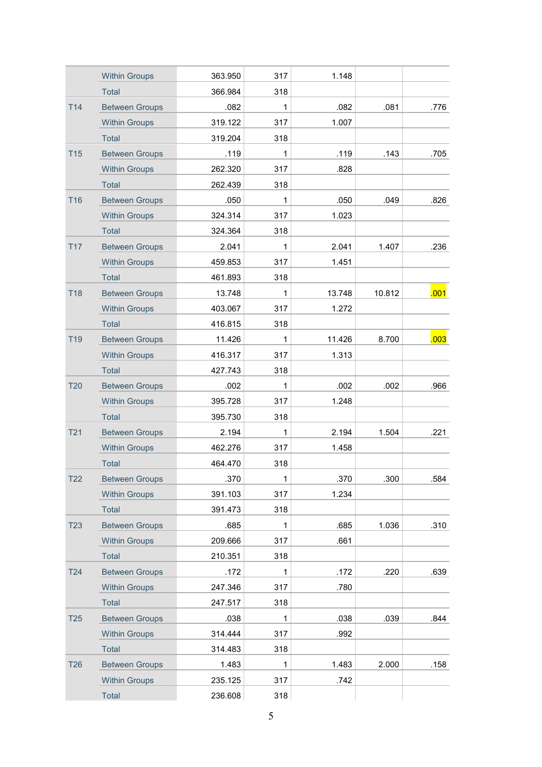| | | Sum of Squares | df | Mean Square | F | Sig. |
|---|---|---|---|---|---|---|
| | Within Groups | 363.950 | 317 | 1.148 | | |
| | Total | 366.984 | 318 | | | |
| T14 | Between Groups | .082 | 1 | .082 | .081 | .776 |
| | Within Groups | 319.122 | 317 | 1.007 | | |
| | Total | 319.204 | 318 | | | |
| T15 | Between Groups | .119 | 1 | .119 | .143 | .705 |
| | Within Groups | 262.320 | 317 | .828 | | |
| | Total | 262.439 | 318 | | | |
| T16 | Between Groups | .050 | 1 | .050 | .049 | .826 |
| | Within Groups | 324.314 | 317 | 1.023 | | |
| | Total | 324.364 | 318 | | | |
| T17 | Between Groups | 2.041 | 1 | 2.041 | 1.407 | .236 |
| | Within Groups | 459.853 | 317 | 1.451 | | |
| | Total | 461.893 | 318 | | | |
| T18 | Between Groups | 13.748 | 1 | 13.748 | 10.812 | .001 |
| | Within Groups | 403.067 | 317 | 1.272 | | |
| | Total | 416.815 | 318 | | | |
| T19 | Between Groups | 11.426 | 1 | 11.426 | 8.700 | .003 |
| | Within Groups | 416.317 | 317 | 1.313 | | |
| | Total | 427.743 | 318 | | | |
| T20 | Between Groups | .002 | 1 | .002 | .002 | .966 |
| | Within Groups | 395.728 | 317 | 1.248 | | |
| | Total | 395.730 | 318 | | | |
| T21 | Between Groups | 2.194 | 1 | 2.194 | 1.504 | .221 |
| | Within Groups | 462.276 | 317 | 1.458 | | |
| | Total | 464.470 | 318 | | | |
| T22 | Between Groups | .370 | 1 | .370 | .300 | .584 |
| | Within Groups | 391.103 | 317 | 1.234 | | |
| | Total | 391.473 | 318 | | | |
| T23 | Between Groups | .685 | 1 | .685 | 1.036 | .310 |
| | Within Groups | 209.666 | 317 | .661 | | |
| | Total | 210.351 | 318 | | | |
| T24 | Between Groups | .172 | 1 | .172 | .220 | .639 |
| | Within Groups | 247.346 | 317 | .780 | | |
| | Total | 247.517 | 318 | | | |
| T25 | Between Groups | .038 | 1 | .038 | .039 | .844 |
| | Within Groups | 314.444 | 317 | .992 | | |
| | Total | 314.483 | 318 | | | |
| T26 | Between Groups | 1.483 | 1 | 1.483 | 2.000 | .158 |
| | Within Groups | 235.125 | 317 | .742 | | |
| | Total | 236.608 | 318 | | | |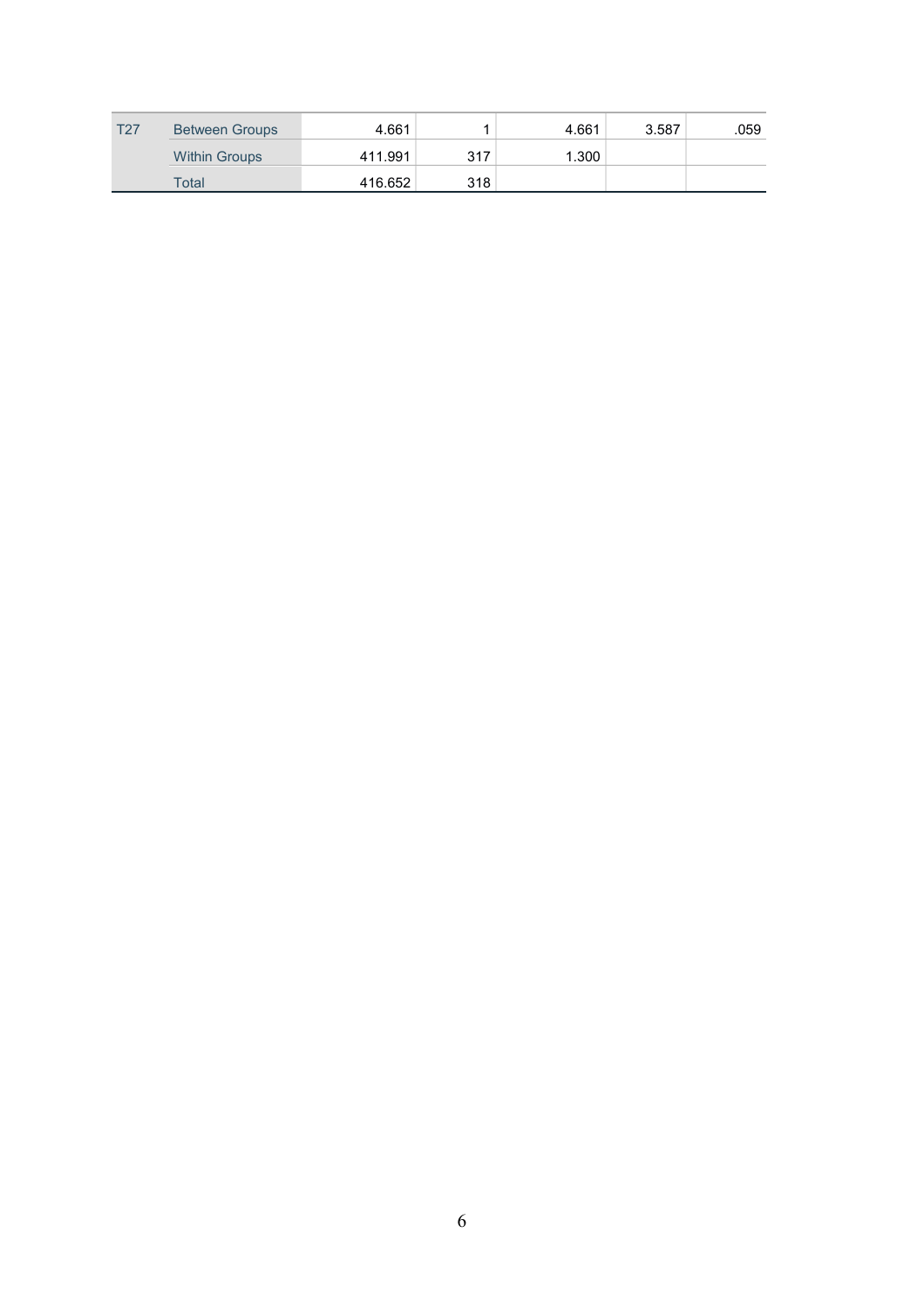| | | | | | | |
|---|---|---|---|---|---|---|
| T27 | Between Groups | 4.661 | 1 | 4.661 | 3.587 | .059 |
| | Within Groups | 411.991 | 317 | 1.300 | | |
| | Total | 416.652 | 318 | | | |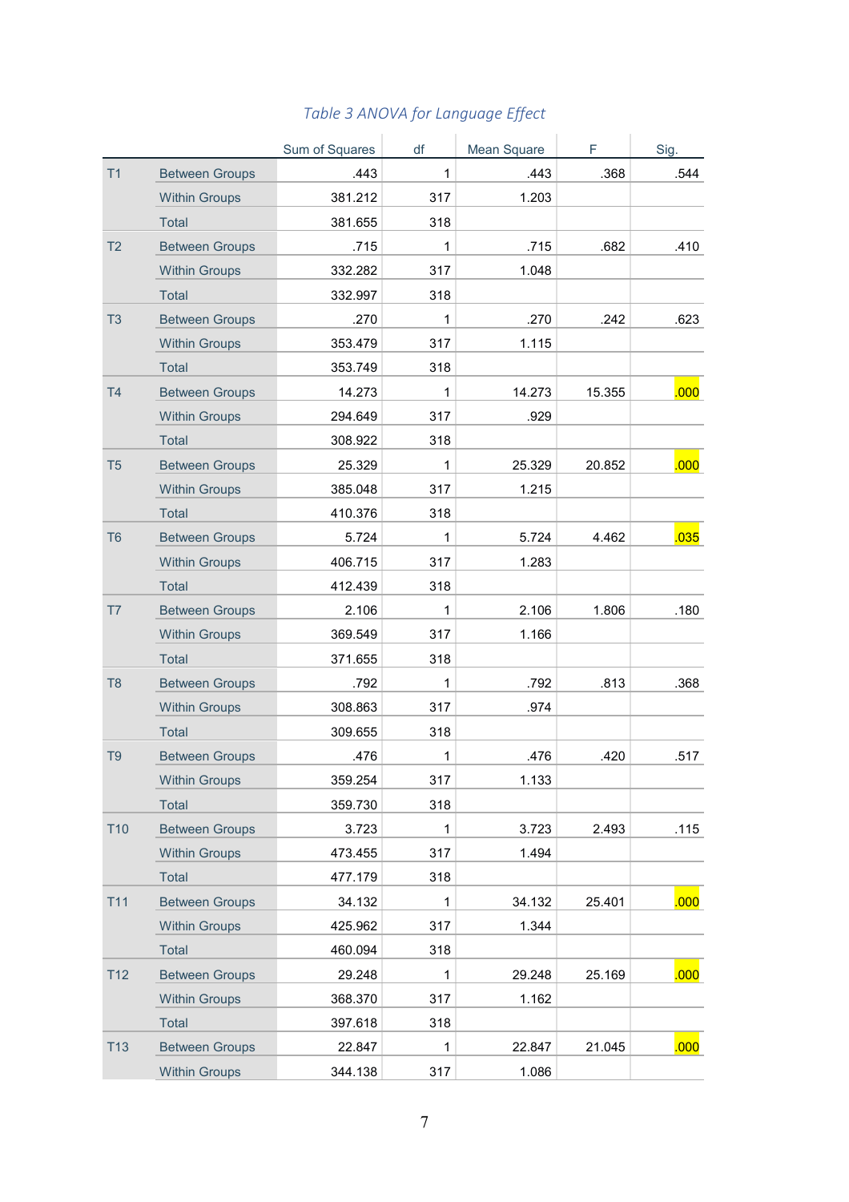*Table 3 ANOVA for Language Effect*

| | | Sum of Squares | df | Mean Square | F | Sig. |
|---|---|---|---|---|---|---|
| T1 | Between Groups | .443 | 1 | .443 | .368 | .544 |
| | Within Groups | 381.212 | 317 | 1.203 | | |
| | Total | 381.655 | 318 | | | |
| T2 | Between Groups | .715 | 1 | .715 | .682 | .410 |
| | Within Groups | 332.282 | 317 | 1.048 | | |
| | Total | 332.997 | 318 | | | |
| T3 | Between Groups | .270 | 1 | .270 | .242 | .623 |
| | Within Groups | 353.479 | 317 | 1.115 | | |
| | Total | 353.749 | 318 | | | |
| T4 | Between Groups | 14.273 | 1 | 14.273 | 15.355 | .000 |
| | Within Groups | 294.649 | 317 | .929 | | |
| | Total | 308.922 | 318 | | | |
| T5 | Between Groups | 25.329 | 1 | 25.329 | 20.852 | .000 |
| | Within Groups | 385.048 | 317 | 1.215 | | |
| | Total | 410.376 | 318 | | | |
| T6 | Between Groups | 5.724 | 1 | 5.724 | 4.462 | .035 |
| | Within Groups | 406.715 | 317 | 1.283 | | |
| | Total | 412.439 | 318 | | | |
| T7 | Between Groups | 2.106 | 1 | 2.106 | 1.806 | .180 |
| | Within Groups | 369.549 | 317 | 1.166 | | |
| | Total | 371.655 | 318 | | | |
| T8 | Between Groups | .792 | 1 | .792 | .813 | .368 |
| | Within Groups | 308.863 | 317 | .974 | | |
| | Total | 309.655 | 318 | | | |
| T9 | Between Groups | .476 | 1 | .476 | .420 | .517 |
| | Within Groups | 359.254 | 317 | 1.133 | | |
| | Total | 359.730 | 318 | | | |
| T10 | Between Groups | 3.723 | 1 | 3.723 | 2.493 | .115 |
| | Within Groups | 473.455 | 317 | 1.494 | | |
| | Total | 477.179 | 318 | | | |
| T11 | Between Groups | 34.132 | 1 | 34.132 | 25.401 | .000 |
| | Within Groups | 425.962 | 317 | 1.344 | | |
| | Total | 460.094 | 318 | | | |
| T12 | Between Groups | 29.248 | 1 | 29.248 | 25.169 | .000 |
| | Within Groups | 368.370 | 317 | 1.162 | | |
| | Total | 397.618 | 318 | | | |
| T13 | Between Groups | 22.847 | 1 | 22.847 | 21.045 | .000 |
| | Within Groups | 344.138 | 317 | 1.086 | | |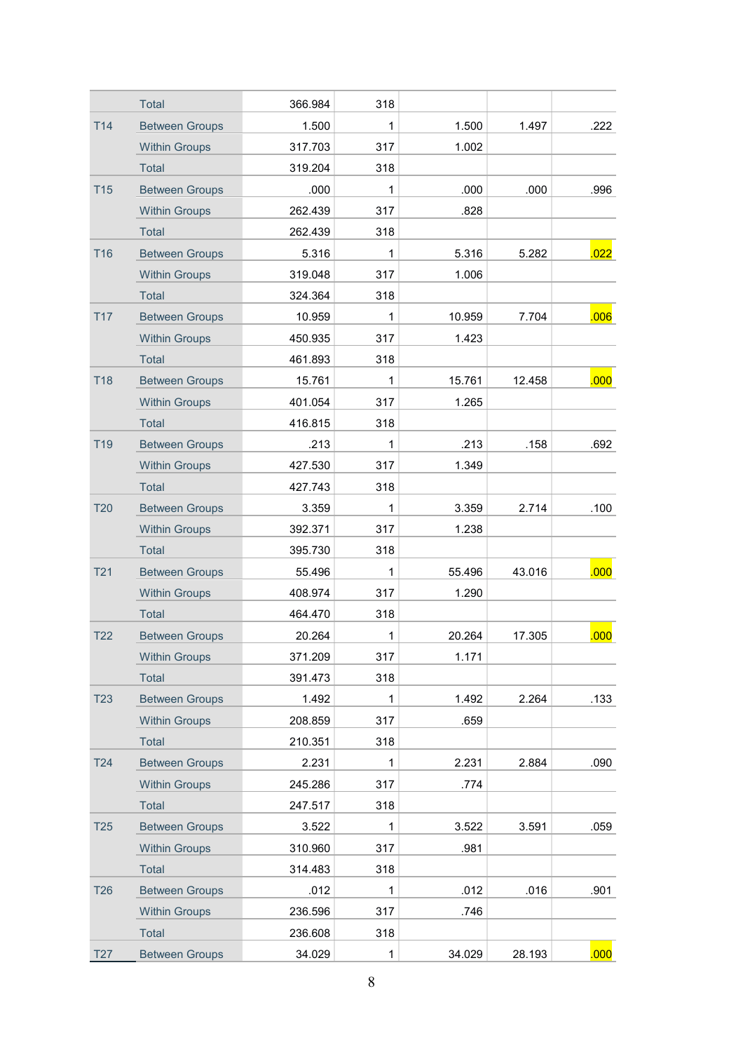| | | | | | | |
|---|---|---|---|---|---|---|
| | Total | 366.984 | 318 | | | |
| T14 | Between Groups | 1.500 | 1 | 1.500 | 1.497 | .222 |
| | Within Groups | 317.703 | 317 | 1.002 | | |
| | Total | 319.204 | 318 | | | |
| T15 | Between Groups | .000 | 1 | .000 | .000 | .996 |
| | Within Groups | 262.439 | 317 | .828 | | |
| | Total | 262.439 | 318 | | | |
| T16 | Between Groups | 5.316 | 1 | 5.316 | 5.282 | .022 |
| | Within Groups | 319.048 | 317 | 1.006 | | |
| | Total | 324.364 | 318 | | | |
| T17 | Between Groups | 10.959 | 1 | 10.959 | 7.704 | .006 |
| | Within Groups | 450.935 | 317 | 1.423 | | |
| | Total | 461.893 | 318 | | | |
| T18 | Between Groups | 15.761 | 1 | 15.761 | 12.458 | .000 |
| | Within Groups | 401.054 | 317 | 1.265 | | |
| | Total | 416.815 | 318 | | | |
| T19 | Between Groups | .213 | 1 | .213 | .158 | .692 |
| | Within Groups | 427.530 | 317 | 1.349 | | |
| | Total | 427.743 | 318 | | | |
| T20 | Between Groups | 3.359 | 1 | 3.359 | 2.714 | .100 |
| | Within Groups | 392.371 | 317 | 1.238 | | |
| | Total | 395.730 | 318 | | | |
| T21 | Between Groups | 55.496 | 1 | 55.496 | 43.016 | .000 |
| | Within Groups | 408.974 | 317 | 1.290 | | |
| | Total | 464.470 | 318 | | | |
| T22 | Between Groups | 20.264 | 1 | 20.264 | 17.305 | .000 |
| | Within Groups | 371.209 | 317 | 1.171 | | |
| | Total | 391.473 | 318 | | | |
| T23 | Between Groups | 1.492 | 1 | 1.492 | 2.264 | .133 |
| | Within Groups | 208.859 | 317 | .659 | | |
| | Total | 210.351 | 318 | | | |
| T24 | Between Groups | 2.231 | 1 | 2.231 | 2.884 | .090 |
| | Within Groups | 245.286 | 317 | .774 | | |
| | Total | 247.517 | 318 | | | |
| T25 | Between Groups | 3.522 | 1 | 3.522 | 3.591 | .059 |
| | Within Groups | 310.960 | 317 | .981 | | |
| | Total | 314.483 | 318 | | | |
| T26 | Between Groups | .012 | 1 | .012 | .016 | .901 |
| | Within Groups | 236.596 | 317 | .746 | | |
| | Total | 236.608 | 318 | | | |
| T27 | Between Groups | 34.029 | 1 | 34.029 | 28.193 | .000 |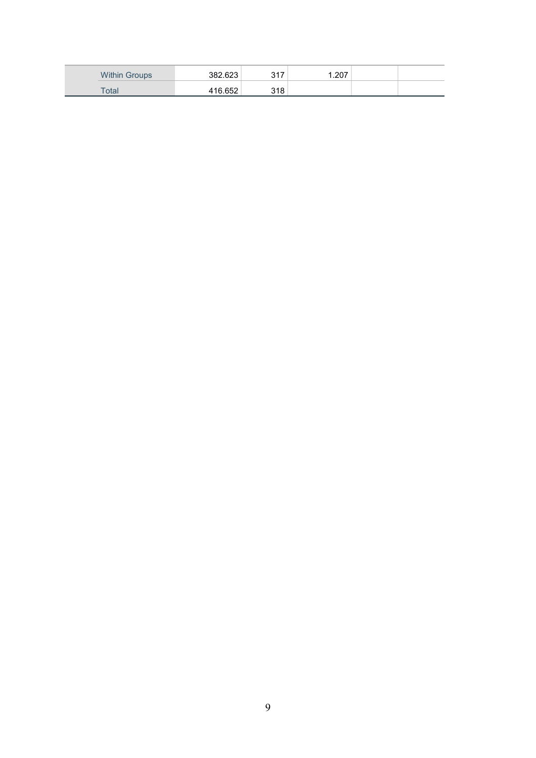| | | | | | |
|---|---|---|---|---|---|
| | Within Groups | 382.623 | 317 | 1.207 | | |
| | Total | 416.652 | 318 | | | |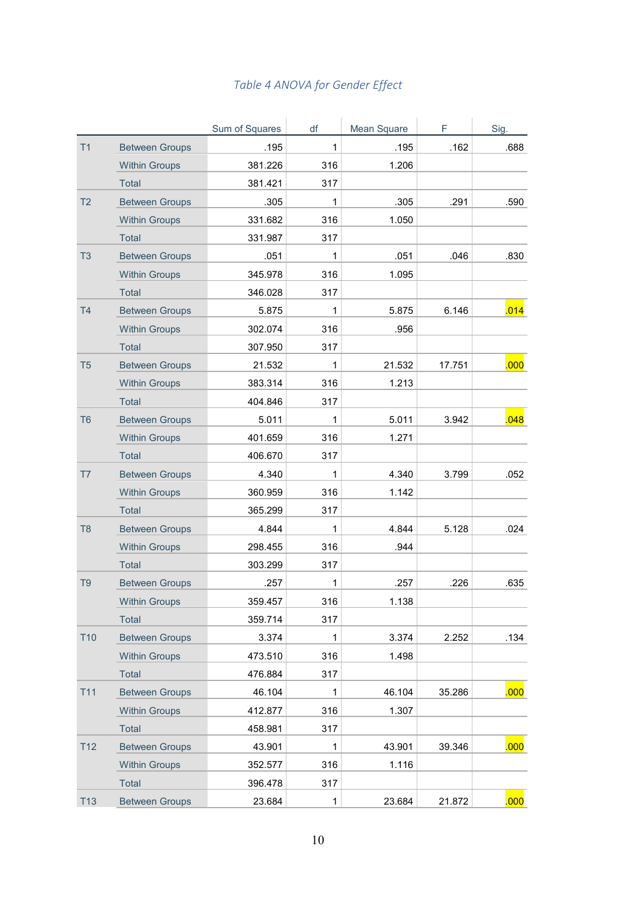*Table 4 ANOVA for Gender Effect*

| | | Sum of Squares | df | Mean Square | F | Sig. |
|---|---|---|---|---|---|---|
| T1 | Between Groups | .195 | 1 | .195 | .162 | .688 |
| | Within Groups | 381.226 | 316 | 1.206 | | |
| | Total | 381.421 | 317 | | | |
| T2 | Between Groups | .305 | 1 | .305 | .291 | .590 |
| | Within Groups | 331.682 | 316 | 1.050 | | |
| | Total | 331.987 | 317 | | | |
| T3 | Between Groups | .051 | 1 | .051 | .046 | .830 |
| | Within Groups | 345.978 | 316 | 1.095 | | |
| | Total | 346.028 | 317 | | | |
| T4 | Between Groups | 5.875 | 1 | 5.875 | 6.146 | .014 |
| | Within Groups | 302.074 | 316 | .956 | | |
| | Total | 307.950 | 317 | | | |
| T5 | Between Groups | 21.532 | 1 | 21.532 | 17.751 | .000 |
| | Within Groups | 383.314 | 316 | 1.213 | | |
| | Total | 404.846 | 317 | | | |
| T6 | Between Groups | 5.011 | 1 | 5.011 | 3.942 | .048 |
| | Within Groups | 401.659 | 316 | 1.271 | | |
| | Total | 406.670 | 317 | | | |
| T7 | Between Groups | 4.340 | 1 | 4.340 | 3.799 | .052 |
| | Within Groups | 360.959 | 316 | 1.142 | | |
| | Total | 365.299 | 317 | | | |
| T8 | Between Groups | 4.844 | 1 | 4.844 | 5.128 | .024 |
| | Within Groups | 298.455 | 316 | .944 | | |
| | Total | 303.299 | 317 | | | |
| T9 | Between Groups | .257 | 1 | .257 | .226 | .635 |
| | Within Groups | 359.457 | 316 | 1.138 | | |
| | Total | 359.714 | 317 | | | |
| T10 | Between Groups | 3.374 | 1 | 3.374 | 2.252 | .134 |
| | Within Groups | 473.510 | 316 | 1.498 | | |
| | Total | 476.884 | 317 | | | |
| T11 | Between Groups | 46.104 | 1 | 46.104 | 35.286 | .000 |
| | Within Groups | 412.877 | 316 | 1.307 | | |
| | Total | 458.981 | 317 | | | |
| T12 | Between Groups | 43.901 | 1 | 43.901 | 39.346 | .000 |
| | Within Groups | 352.577 | 316 | 1.116 | | |
| | Total | 396.478 | 317 | | | |
| T13 | Between Groups | 23.684 | 1 | 23.684 | 21.872 | .000 |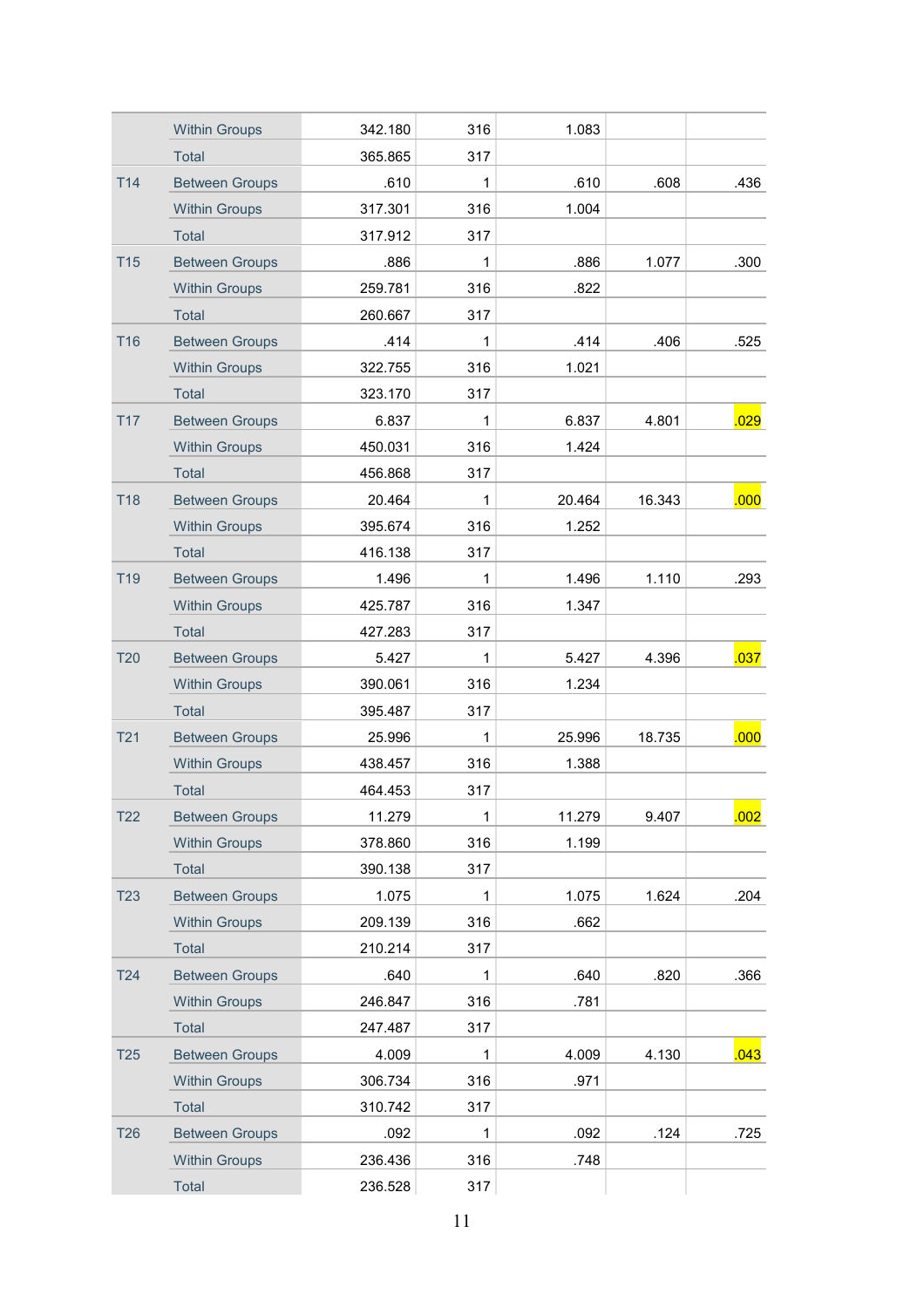| | | Sum of Squares | df | Mean Square | F | Sig. |
|---|---|---|---|---|---|---|
| | Within Groups | 342.180 | 316 | 1.083 | | |
| | Total | 365.865 | 317 | | | |
| T14 | Between Groups | .610 | 1 | .610 | .608 | .436 |
| | Within Groups | 317.301 | 316 | 1.004 | | |
| | Total | 317.912 | 317 | | | |
| T15 | Between Groups | .886 | 1 | .886 | 1.077 | .300 |
| | Within Groups | 259.781 | 316 | .822 | | |
| | Total | 260.667 | 317 | | | |
| T16 | Between Groups | .414 | 1 | .414 | .406 | .525 |
| | Within Groups | 322.755 | 316 | 1.021 | | |
| | Total | 323.170 | 317 | | | |
| T17 | Between Groups | 6.837 | 1 | 6.837 | 4.801 | .029 |
| | Within Groups | 450.031 | 316 | 1.424 | | |
| | Total | 456.868 | 317 | | | |
| T18 | Between Groups | 20.464 | 1 | 20.464 | 16.343 | .000 |
| | Within Groups | 395.674 | 316 | 1.252 | | |
| | Total | 416.138 | 317 | | | |
| T19 | Between Groups | 1.496 | 1 | 1.496 | 1.110 | .293 |
| | Within Groups | 425.787 | 316 | 1.347 | | |
| | Total | 427.283 | 317 | | | |
| T20 | Between Groups | 5.427 | 1 | 5.427 | 4.396 | .037 |
| | Within Groups | 390.061 | 316 | 1.234 | | |
| | Total | 395.487 | 317 | | | |
| T21 | Between Groups | 25.996 | 1 | 25.996 | 18.735 | .000 |
| | Within Groups | 438.457 | 316 | 1.388 | | |
| | Total | 464.453 | 317 | | | |
| T22 | Between Groups | 11.279 | 1 | 11.279 | 9.407 | .002 |
| | Within Groups | 378.860 | 316 | 1.199 | | |
| | Total | 390.138 | 317 | | | |
| T23 | Between Groups | 1.075 | 1 | 1.075 | 1.624 | .204 |
| | Within Groups | 209.139 | 316 | .662 | | |
| | Total | 210.214 | 317 | | | |
| T24 | Between Groups | .640 | 1 | .640 | .820 | .366 |
| | Within Groups | 246.847 | 316 | .781 | | |
| | Total | 247.487 | 317 | | | |
| T25 | Between Groups | 4.009 | 1 | 4.009 | 4.130 | .043 |
| | Within Groups | 306.734 | 316 | .971 | | |
| | Total | 310.742 | 317 | | | |
| T26 | Between Groups | .092 | 1 | .092 | .124 | .725 |
| | Within Groups | 236.436 | 316 | .748 | | |
| | Total | 236.528 | 317 | | | |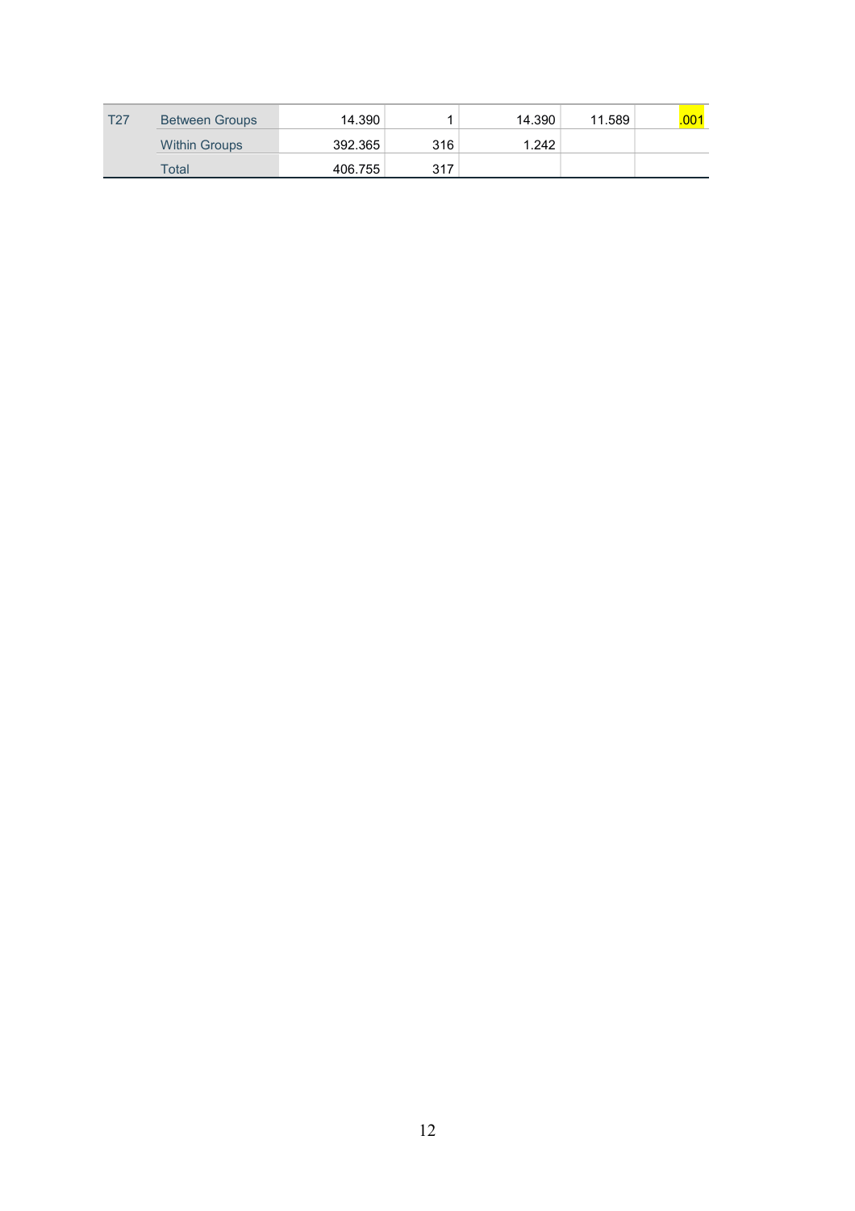| | | | | | | |
|---|---|---|---|---|---|---|
| T27 | Between Groups | 14.390 | 1 | 14.390 | 11.589 | .001 |
| | Within Groups | 392.365 | 316 | 1.242 | | |
| | Total | 406.755 | 317 | | | |